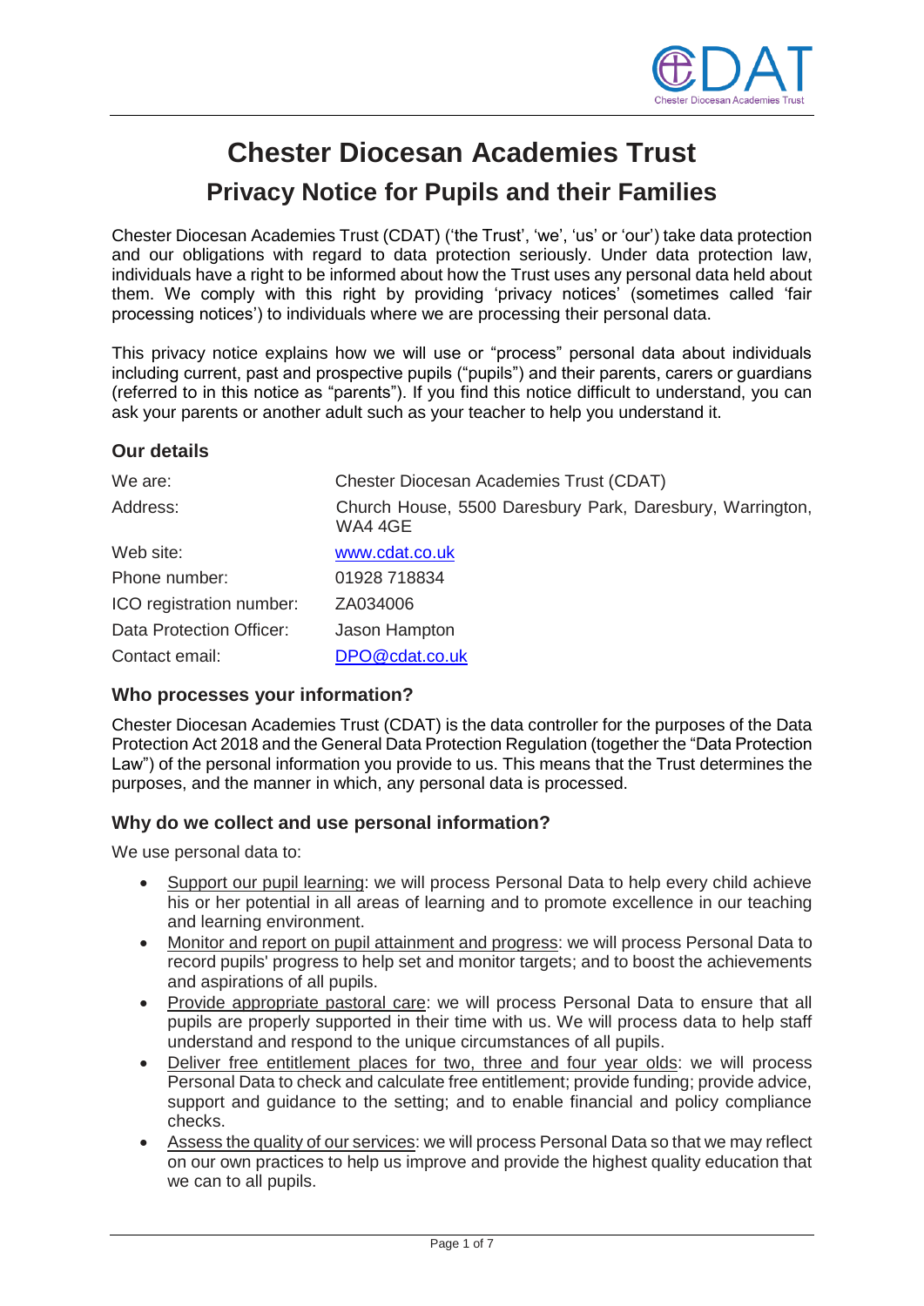# Chester Diocesan Academies Trust

## Privacy Notice for Pupils and their Families

Chester Diocesan Academies Trust (CDAT) ('the Trust', 'we', 'us' or 'our') take data protection and our obligations with regard to data protection seriously. Under data protection law, individuals have a right to be informed about how the Trust uses any personal data held about them. We comply with this right by providing 'privacy notices' (sometimes called 'fair processing notices') to individuals where we are processing their personal data.

This privacy notice explains how we will use or "process" personal data about individuals including current, past and prospective pupils ("pupils") and their parents, carers or guardians (referred to in this notice as "parents"). If you find this notice difficult to understand, you can ask your parents or another adult such as your teacher to help you understand it.

### Our details

| | |
|---|---|
| We are: | Chester Diocesan Academies Trust (CDAT) |
| Address: | Church House, 5500 Daresbury Park, Daresbury, Warrington, WA4 4GE |
| Web site: | www.cdat.co.uk |
| Phone number: | 01928 718834 |
| ICO registration number: | ZA034006 |
| Data Protection Officer: | Jason Hampton |
| Contact email: | DPO@cdat.co.uk |

### Who processes your information?

Chester Diocesan Academies Trust (CDAT) is the data controller for the purposes of the Data Protection Act 2018 and the General Data Protection Regulation (together the "Data Protection Law") of the personal information you provide to us. This means that the Trust determines the purposes, and the manner in which, any personal data is processed.

### Why do we collect and use personal information?

We use personal data to:

- Support our pupil learning: we will process Personal Data to help every child achieve his or her potential in all areas of learning and to promote excellence in our teaching and learning environment.
- Monitor and report on pupil attainment and progress: we will process Personal Data to record pupils' progress to help set and monitor targets; and to boost the achievements and aspirations of all pupils.
- Provide appropriate pastoral care: we will process Personal Data to ensure that all pupils are properly supported in their time with us. We will process data to help staff understand and respond to the unique circumstances of all pupils.
- Deliver free entitlement places for two, three and four year olds: we will process Personal Data to check and calculate free entitlement; provide funding; provide advice, support and guidance to the setting; and to enable financial and policy compliance checks.
- Assess the quality of our services: we will process Personal Data so that we may reflect on our own practices to help us improve and provide the highest quality education that we can to all pupils.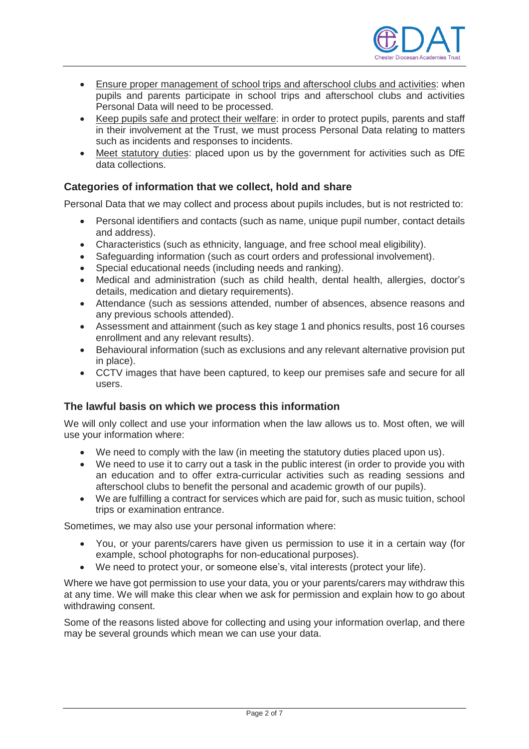- Ensure proper management of school trips and afterschool clubs and activities: when pupils and parents participate in school trips and afterschool clubs and activities Personal Data will need to be processed.
- Keep pupils safe and protect their welfare: in order to protect pupils, parents and staff in their involvement at the Trust, we must process Personal Data relating to matters such as incidents and responses to incidents.
- Meet statutory duties: placed upon us by the government for activities such as DfE data collections.

## Categories of information that we collect, hold and share

Personal Data that we may collect and process about pupils includes, but is not restricted to:

- Personal identifiers and contacts (such as name, unique pupil number, contact details and address).
- Characteristics (such as ethnicity, language, and free school meal eligibility).
- Safeguarding information (such as court orders and professional involvement).
- Special educational needs (including needs and ranking).
- Medical and administration (such as child health, dental health, allergies, doctor's details, medication and dietary requirements).
- Attendance (such as sessions attended, number of absences, absence reasons and any previous schools attended).
- Assessment and attainment (such as key stage 1 and phonics results, post 16 courses enrollment and any relevant results).
- Behavioural information (such as exclusions and any relevant alternative provision put in place).
- CCTV images that have been captured, to keep our premises safe and secure for all users.

## The lawful basis on which we process this information

We will only collect and use your information when the law allows us to. Most often, we will use your information where:

- We need to comply with the law (in meeting the statutory duties placed upon us).
- We need to use it to carry out a task in the public interest (in order to provide you with an education and to offer extra-curricular activities such as reading sessions and afterschool clubs to benefit the personal and academic growth of our pupils).
- We are fulfilling a contract for services which are paid for, such as music tuition, school trips or examination entrance.

Sometimes, we may also use your personal information where:

- You, or your parents/carers have given us permission to use it in a certain way (for example, school photographs for non-educational purposes).
- We need to protect your, or someone else's, vital interests (protect your life).

Where we have got permission to use your data, you or your parents/carers may withdraw this at any time. We will make this clear when we ask for permission and explain how to go about withdrawing consent.

Some of the reasons listed above for collecting and using your information overlap, and there may be several grounds which mean we can use your data.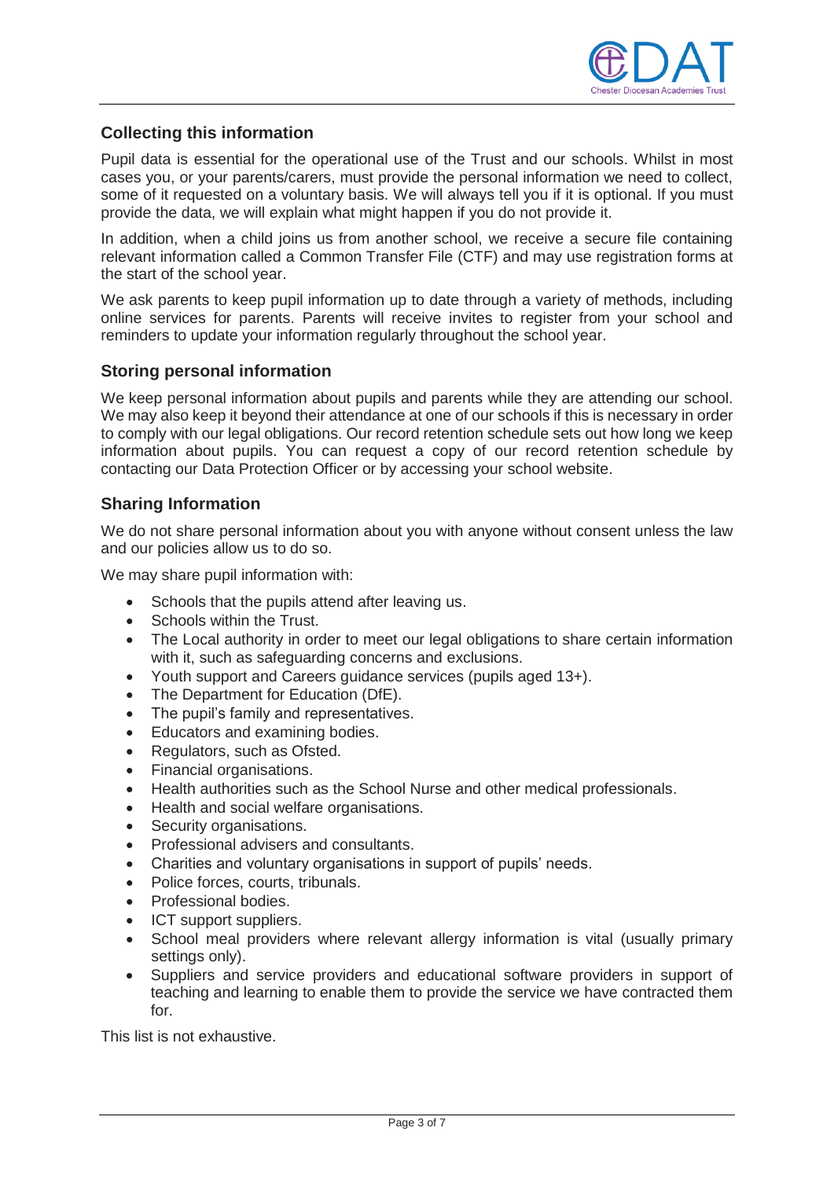## Collecting this information

Pupil data is essential for the operational use of the Trust and our schools. Whilst in most cases you, or your parents/carers, must provide the personal information we need to collect, some of it requested on a voluntary basis. We will always tell you if it is optional. If you must provide the data, we will explain what might happen if you do not provide it.

In addition, when a child joins us from another school, we receive a secure file containing relevant information called a Common Transfer File (CTF) and may use registration forms at the start of the school year.

We ask parents to keep pupil information up to date through a variety of methods, including online services for parents. Parents will receive invites to register from your school and reminders to update your information regularly throughout the school year.

## Storing personal information

We keep personal information about pupils and parents while they are attending our school. We may also keep it beyond their attendance at one of our schools if this is necessary in order to comply with our legal obligations. Our record retention schedule sets out how long we keep information about pupils. You can request a copy of our record retention schedule by contacting our Data Protection Officer or by accessing your school website.

## Sharing Information

We do not share personal information about you with anyone without consent unless the law and our policies allow us to do so.

We may share pupil information with:

- Schools that the pupils attend after leaving us.
- Schools within the Trust.
- The Local authority in order to meet our legal obligations to share certain information with it, such as safeguarding concerns and exclusions.
- Youth support and Careers guidance services (pupils aged 13+).
- The Department for Education (DfE).
- The pupil's family and representatives.
- Educators and examining bodies.
- Regulators, such as Ofsted.
- Financial organisations.
- Health authorities such as the School Nurse and other medical professionals.
- Health and social welfare organisations.
- Security organisations.
- Professional advisers and consultants.
- Charities and voluntary organisations in support of pupils' needs.
- Police forces, courts, tribunals.
- Professional bodies.
- ICT support suppliers.
- School meal providers where relevant allergy information is vital (usually primary settings only).
- Suppliers and service providers and educational software providers in support of teaching and learning to enable them to provide the service we have contracted them for.

This list is not exhaustive.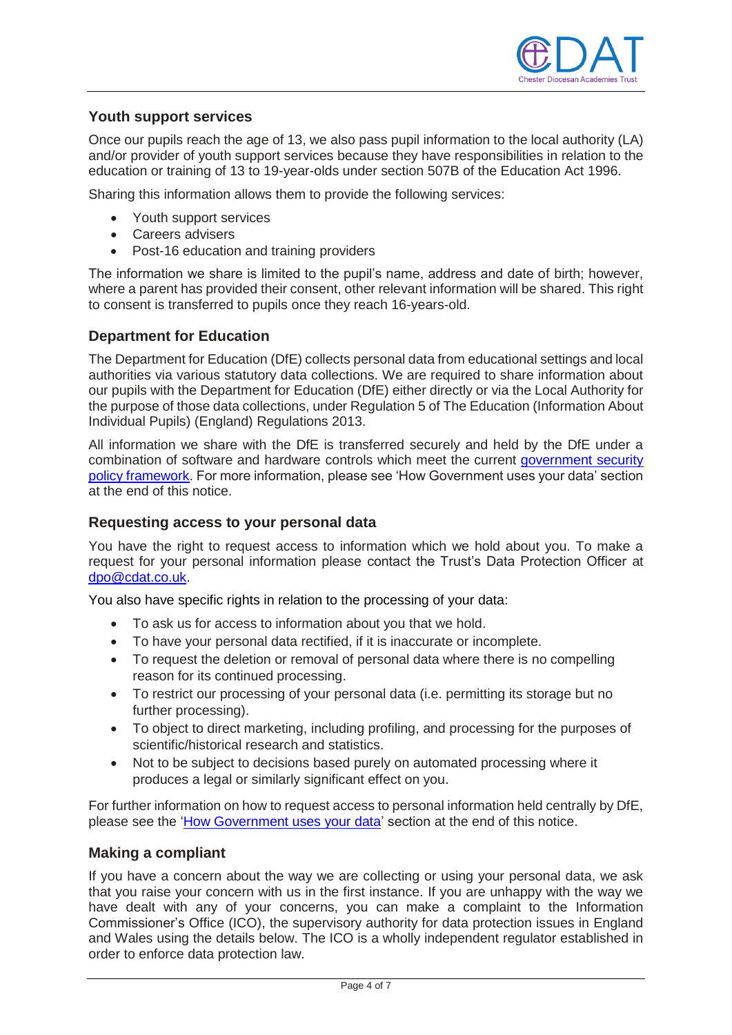## Youth support services

Once our pupils reach the age of 13, we also pass pupil information to the local authority (LA) and/or provider of youth support services because they have responsibilities in relation to the education or training of 13 to 19-year-olds under section 507B of the Education Act 1996.

Sharing this information allows them to provide the following services:

- Youth support services
- Careers advisers
- Post-16 education and training providers

The information we share is limited to the pupil's name, address and date of birth; however, where a parent has provided their consent, other relevant information will be shared. This right to consent is transferred to pupils once they reach 16-years-old.

## Department for Education

The Department for Education (DfE) collects personal data from educational settings and local authorities via various statutory data collections. We are required to share information about our pupils with the Department for Education (DfE) either directly or via the Local Authority for the purpose of those data collections, under Regulation 5 of The Education (Information About Individual Pupils) (England) Regulations 2013.

All information we share with the DfE is transferred securely and held by the DfE under a combination of software and hardware controls which meet the current government security policy framework. For more information, please see 'How Government uses your data' section at the end of this notice.

## Requesting access to your personal data

You have the right to request access to information which we hold about you. To make a request for your personal information please contact the Trust's Data Protection Officer at dpo@cdat.co.uk.

You also have specific rights in relation to the processing of your data:

- To ask us for access to information about you that we hold.
- To have your personal data rectified, if it is inaccurate or incomplete.
- To request the deletion or removal of personal data where there is no compelling reason for its continued processing.
- To restrict our processing of your personal data (i.e. permitting its storage but no further processing).
- To object to direct marketing, including profiling, and processing for the purposes of scientific/historical research and statistics.
- Not to be subject to decisions based purely on automated processing where it produces a legal or similarly significant effect on you.

For further information on how to request access to personal information held centrally by DfE, please see the 'How Government uses your data' section at the end of this notice.

## Making a compliant

If you have a concern about the way we are collecting or using your personal data, we ask that you raise your concern with us in the first instance. If you are unhappy with the way we have dealt with any of your concerns, you can make a complaint to the Information Commissioner's Office (ICO), the supervisory authority for data protection issues in England and Wales using the details below. The ICO is a wholly independent regulator established in order to enforce data protection law.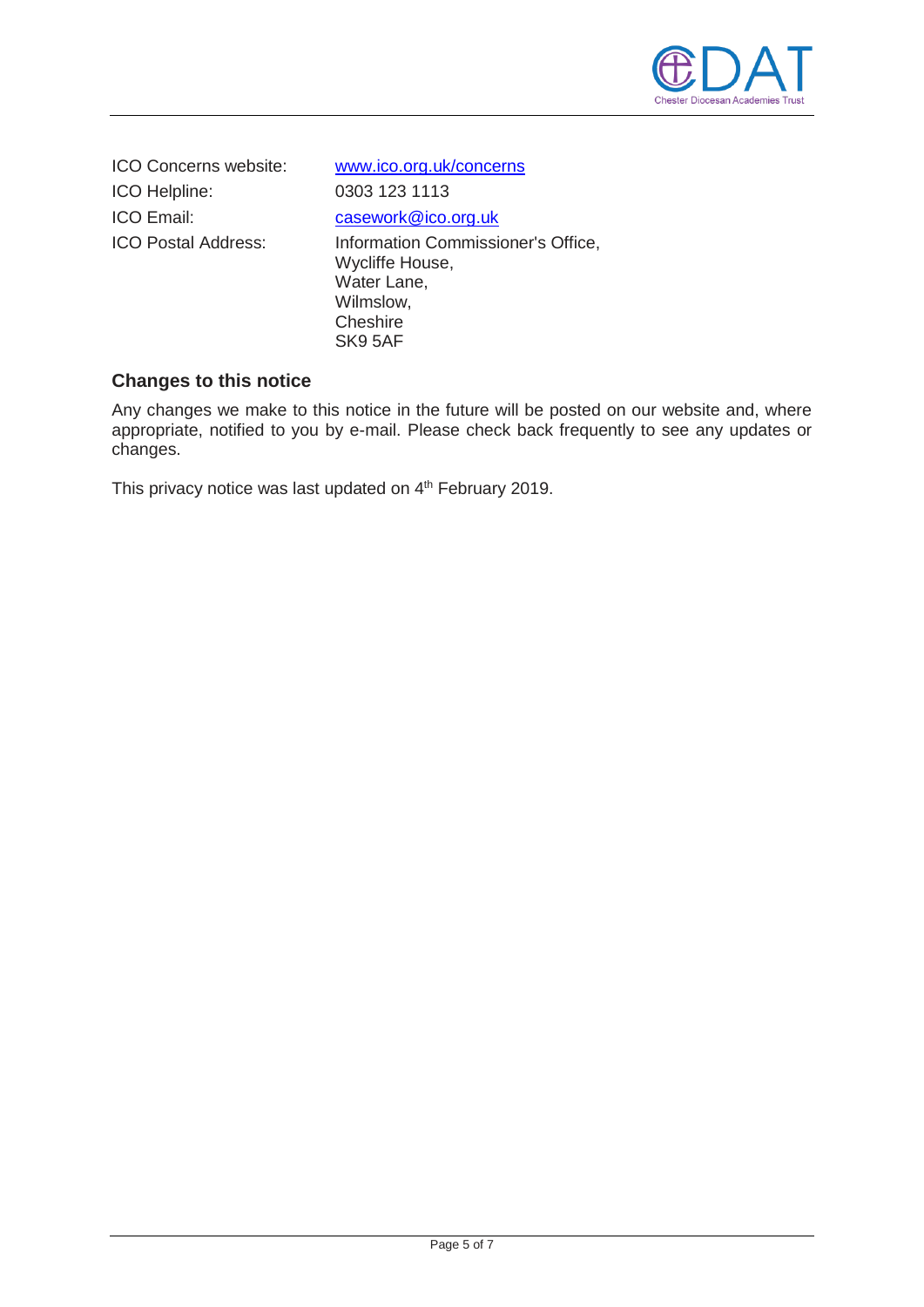| | |
|---|---|
| ICO Concerns website: | [www.ico.org.uk/concerns](http://www.ico.org.uk/concerns) |
| ICO Helpline: | 0303 123 1113 |
| ICO Email: | [casework@ico.org.uk](mailto:casework@ico.org.uk) |
| ICO Postal Address: | Information Commissioner's Office,<br>Wycliffe House,<br>Water Lane,<br>Wilmslow,<br>Cheshire<br>SK9 5AF |

## Changes to this notice

Any changes we make to this notice in the future will be posted on our website and, where appropriate, notified to you by e-mail. Please check back frequently to see any updates or changes.

This privacy notice was last updated on 4th February 2019.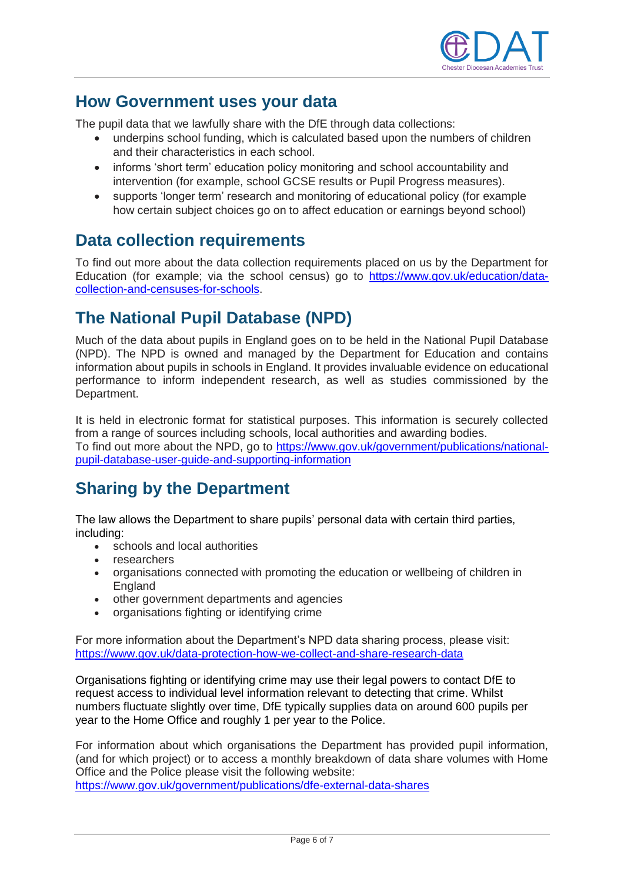## How Government uses your data

The pupil data that we lawfully share with the DfE through data collections:

- underpins school funding, which is calculated based upon the numbers of children and their characteristics in each school.
- informs 'short term' education policy monitoring and school accountability and intervention (for example, school GCSE results or Pupil Progress measures).
- supports 'longer term' research and monitoring of educational policy (for example how certain subject choices go on to affect education or earnings beyond school)

## Data collection requirements

To find out more about the data collection requirements placed on us by the Department for Education (for example; via the school census) go to https://www.gov.uk/education/data-collection-and-censuses-for-schools.

## The National Pupil Database (NPD)

Much of the data about pupils in England goes on to be held in the National Pupil Database (NPD). The NPD is owned and managed by the Department for Education and contains information about pupils in schools in England. It provides invaluable evidence on educational performance to inform independent research, as well as studies commissioned by the Department.

It is held in electronic format for statistical purposes. This information is securely collected from a range of sources including schools, local authorities and awarding bodies.
To find out more about the NPD, go to https://www.gov.uk/government/publications/national-pupil-database-user-guide-and-supporting-information

## Sharing by the Department

The law allows the Department to share pupils' personal data with certain third parties, including:

- schools and local authorities
- researchers
- organisations connected with promoting the education or wellbeing of children in England
- other government departments and agencies
- organisations fighting or identifying crime

For more information about the Department's NPD data sharing process, please visit:
https://www.gov.uk/data-protection-how-we-collect-and-share-research-data

Organisations fighting or identifying crime may use their legal powers to contact DfE to request access to individual level information relevant to detecting that crime. Whilst numbers fluctuate slightly over time, DfE typically supplies data on around 600 pupils per year to the Home Office and roughly 1 per year to the Police.

For information about which organisations the Department has provided pupil information, (and for which project) or to access a monthly breakdown of data share volumes with Home Office and the Police please visit the following website:
https://www.gov.uk/government/publications/dfe-external-data-shares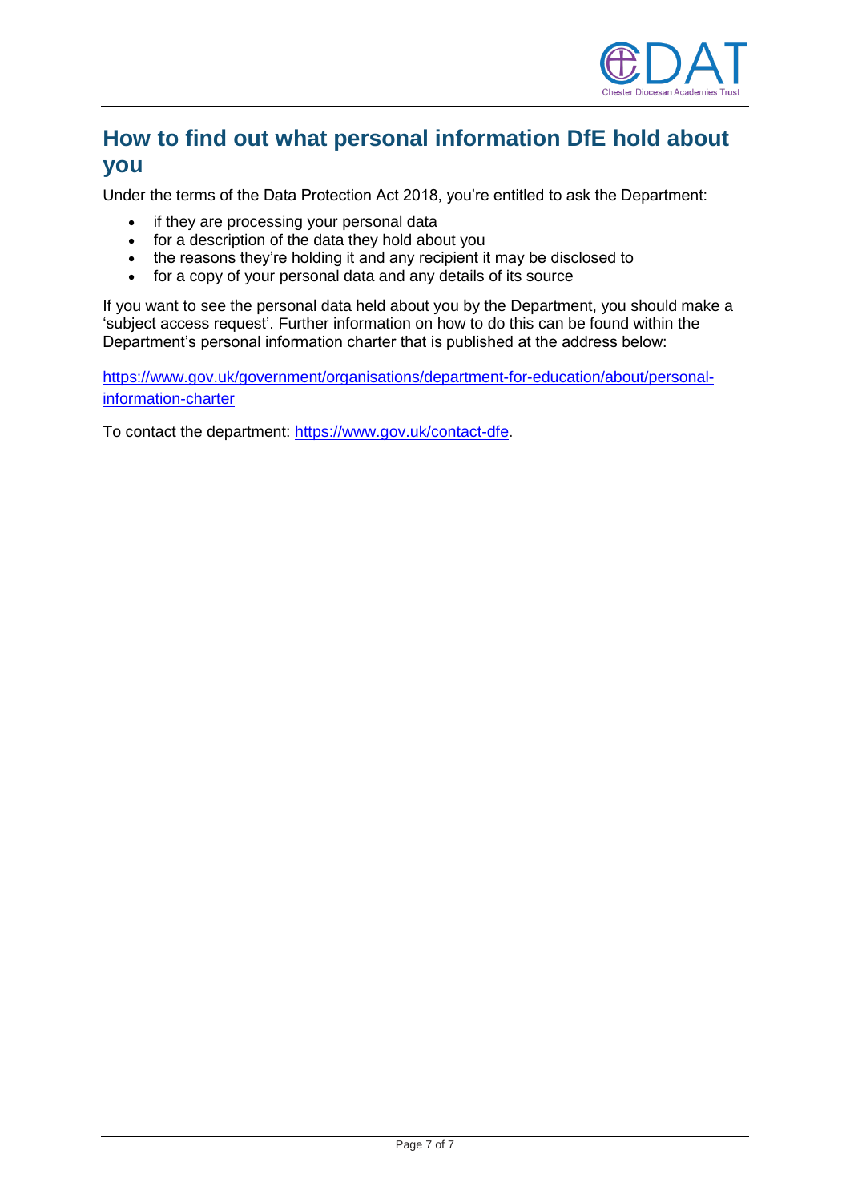## How to find out what personal information DfE hold about you

Under the terms of the Data Protection Act 2018, you're entitled to ask the Department:

- if they are processing your personal data
- for a description of the data they hold about you
- the reasons they're holding it and any recipient it may be disclosed to
- for a copy of your personal data and any details of its source

If you want to see the personal data held about you by the Department, you should make a 'subject access request'. Further information on how to do this can be found within the Department's personal information charter that is published at the address below:

https://www.gov.uk/government/organisations/department-for-education/about/personal-information-charter

To contact the department: https://www.gov.uk/contact-dfe.